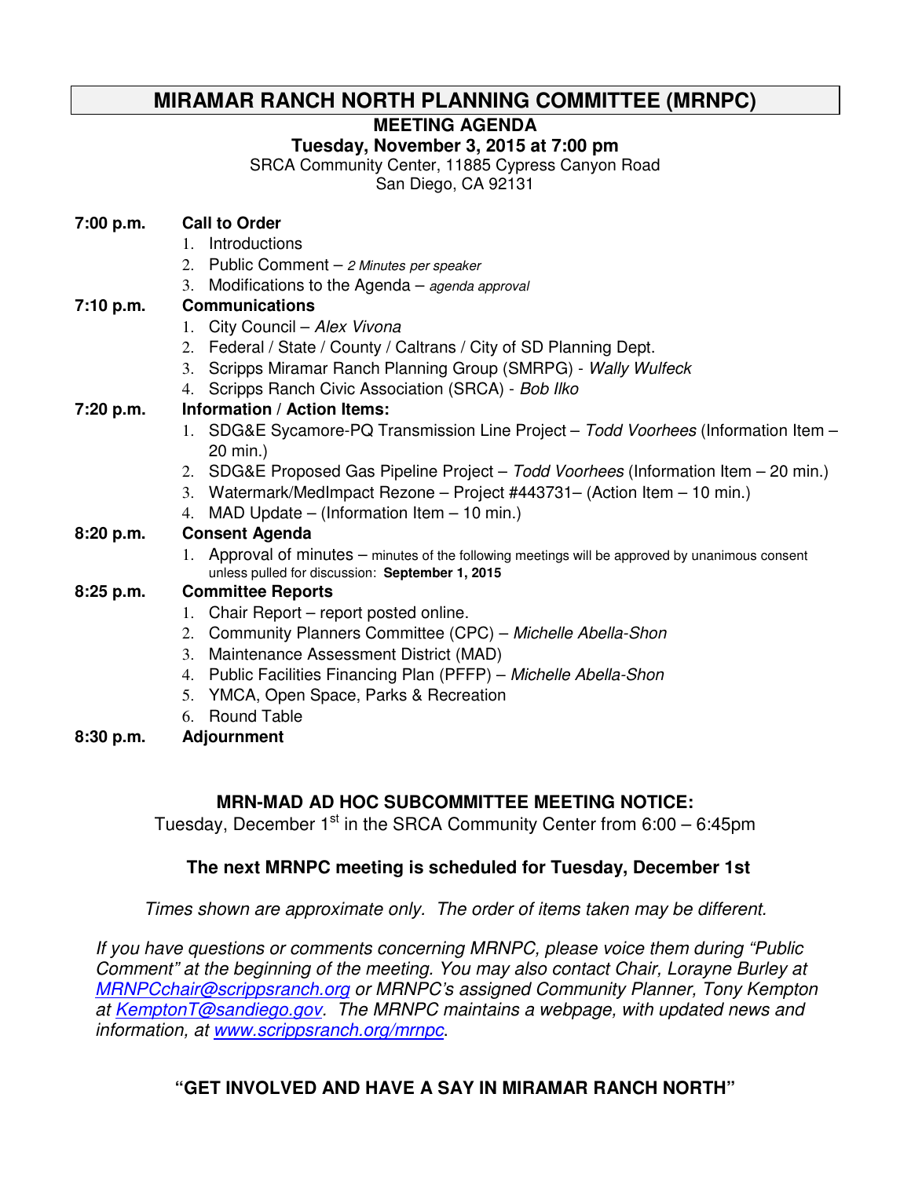# MIRAMAR RANCH NORTH PLANNING COMMITTEE (MRNPC)

**MEETING AGENDA**

**Tuesday, November 3, 2015 at 7:00 pm**

SRCA Community Center, 11885 Cypress Canyon Road
San Diego, CA 92131

**7:00 p.m. Call to Order**

1. Introductions
2. Public Comment – *2 Minutes per speaker*
3. Modifications to the Agenda – *agenda approval*

**7:10 p.m. Communications**

1. City Council – *Alex Vivona*
2. Federal / State / County / Caltrans / City of SD Planning Dept.
3. Scripps Miramar Ranch Planning Group (SMRPG) - *Wally Wulfeck*
4. Scripps Ranch Civic Association (SRCA) - *Bob Ilko*

**7:20 p.m. Information / Action Items:**

1. SDG&E Sycamore-PQ Transmission Line Project – *Todd Voorhees* (Information Item – 20 min.)
2. SDG&E Proposed Gas Pipeline Project – *Todd Voorhees* (Information Item – 20 min.)
3. Watermark/MedImpact Rezone – Project #443731– (Action Item – 10 min.)
4. MAD Update – (Information Item – 10 min.)

**8:20 p.m. Consent Agenda**

1. Approval of minutes – minutes of the following meetings will be approved by unanimous consent unless pulled for discussion: **September 1, 2015**

**8:25 p.m. Committee Reports**

1. Chair Report – report posted online.
2. Community Planners Committee (CPC) – *Michelle Abella-Shon*
3. Maintenance Assessment District (MAD)
4. Public Facilities Financing Plan (PFFP) – *Michelle Abella-Shon*
5. YMCA, Open Space, Parks & Recreation
6. Round Table

**8:30 p.m. Adjournment**

**MRN-MAD AD HOC SUBCOMMITTEE MEETING NOTICE:**

Tuesday, December 1st in the SRCA Community Center from 6:00 – 6:45pm

**The next MRNPC meeting is scheduled for Tuesday, December 1st**

*Times shown are approximate only. The order of items taken may be different.*

*If you have questions or comments concerning MRNPC, please voice them during "Public Comment" at the beginning of the meeting. You may also contact Chair, Lorayne Burley at MRNPCchair@scrippsranch.org or MRNPC's assigned Community Planner, Tony Kempton at KemptonT@sandiego.gov. The MRNPC maintains a webpage, with updated news and information, at www.scrippsranch.org/mrnpc.*

**"GET INVOLVED AND HAVE A SAY IN MIRAMAR RANCH NORTH"**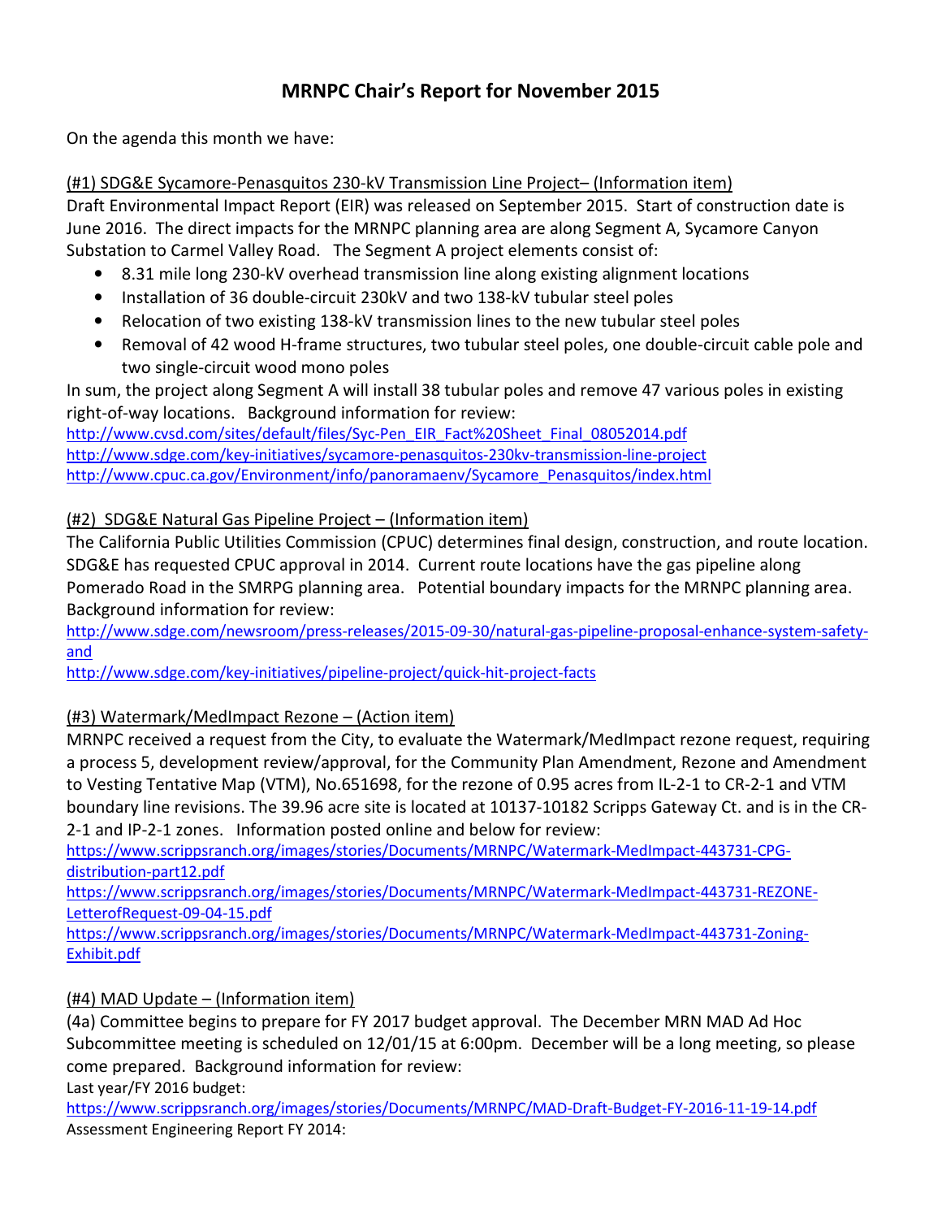# MRNPC Chair's Report for November 2015

On the agenda this month we have:

(#1) SDG&E Sycamore-Penasquitos 230-kV Transmission Line Project– (Information item)

Draft Environmental Impact Report (EIR) was released on September 2015. Start of construction date is June 2016. The direct impacts for the MRNPC planning area are along Segment A, Sycamore Canyon Substation to Carmel Valley Road. The Segment A project elements consist of:

- 8.31 mile long 230-kV overhead transmission line along existing alignment locations
- Installation of 36 double-circuit 230kV and two 138-kV tubular steel poles
- Relocation of two existing 138-kV transmission lines to the new tubular steel poles
- Removal of 42 wood H-frame structures, two tubular steel poles, one double-circuit cable pole and two single-circuit wood mono poles

In sum, the project along Segment A will install 38 tubular poles and remove 47 various poles in existing right-of-way locations. Background information for review:

http://www.cvsd.com/sites/default/files/Syc-Pen_EIR_Fact%20Sheet_Final_08052014.pdf
http://www.sdge.com/key-initiatives/sycamore-penasquitos-230kv-transmission-line-project
http://www.cpuc.ca.gov/Environment/info/panoramaenv/Sycamore_Penasquitos/index.html

(#2) SDG&E Natural Gas Pipeline Project – (Information item)

The California Public Utilities Commission (CPUC) determines final design, construction, and route location. SDG&E has requested CPUC approval in 2014. Current route locations have the gas pipeline along Pomerado Road in the SMRPG planning area. Potential boundary impacts for the MRNPC planning area. Background information for review:

http://www.sdge.com/newsroom/press-releases/2015-09-30/natural-gas-pipeline-proposal-enhance-system-safety-and
http://www.sdge.com/key-initiatives/pipeline-project/quick-hit-project-facts

(#3) Watermark/MedImpact Rezone – (Action item)

MRNPC received a request from the City, to evaluate the Watermark/MedImpact rezone request, requiring a process 5, development review/approval, for the Community Plan Amendment, Rezone and Amendment to Vesting Tentative Map (VTM), No.651698, for the rezone of 0.95 acres from IL-2-1 to CR-2-1 and VTM boundary line revisions. The 39.96 acre site is located at 10137-10182 Scripps Gateway Ct. and is in the CR-2-1 and IP-2-1 zones. Information posted online and below for review:

https://www.scrippsranch.org/images/stories/Documents/MRNPC/Watermark-MedImpact-443731-CPG-distribution-part12.pdf
https://www.scrippsranch.org/images/stories/Documents/MRNPC/Watermark-MedImpact-443731-REZONE-LetterofRequest-09-04-15.pdf
https://www.scrippsranch.org/images/stories/Documents/MRNPC/Watermark-MedImpact-443731-Zoning-Exhibit.pdf

(#4) MAD Update – (Information item)

(4a) Committee begins to prepare for FY 2017 budget approval. The December MRN MAD Ad Hoc Subcommittee meeting is scheduled on 12/01/15 at 6:00pm. December will be a long meeting, so please come prepared. Background information for review:

Last year/FY 2016 budget:
https://www.scrippsranch.org/images/stories/Documents/MRNPC/MAD-Draft-Budget-FY-2016-11-19-14.pdf
Assessment Engineering Report FY 2014: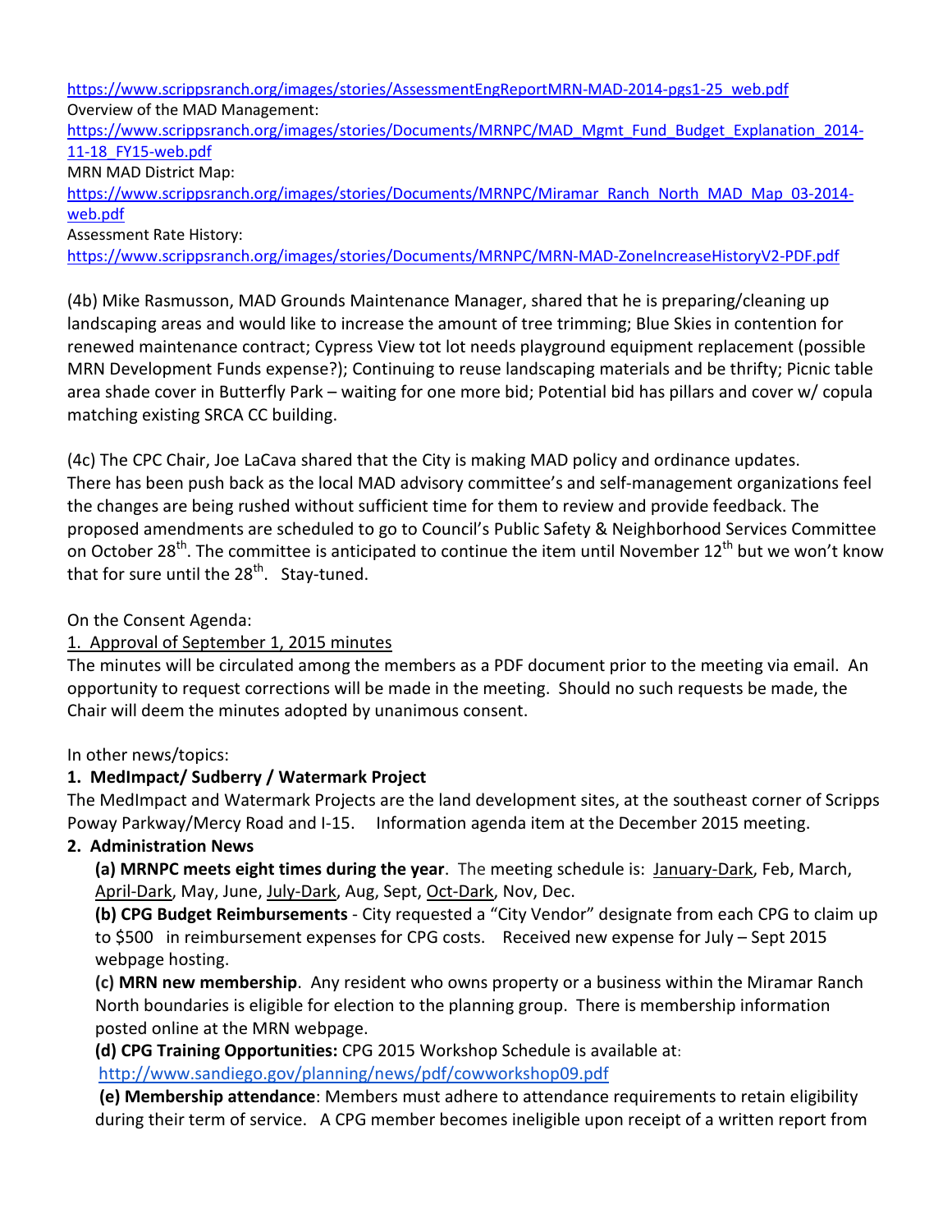https://www.scrippsranch.org/images/stories/AssessmentEngReportMRN-MAD-2014-pgs1-25_web.pdf

Overview of the MAD Management:

https://www.scrippsranch.org/images/stories/Documents/MRNPC/MAD_Mgmt_Fund_Budget_Explanation_2014-11-18_FY15-web.pdf

MRN MAD District Map:

https://www.scrippsranch.org/images/stories/Documents/MRNPC/Miramar_Ranch_North_MAD_Map_03-2014-web.pdf

Assessment Rate History:

https://www.scrippsranch.org/images/stories/Documents/MRNPC/MRN-MAD-ZoneIncreaseHistoryV2-PDF.pdf

(4b) Mike Rasmusson, MAD Grounds Maintenance Manager, shared that he is preparing/cleaning up landscaping areas and would like to increase the amount of tree trimming; Blue Skies in contention for renewed maintenance contract; Cypress View tot lot needs playground equipment replacement (possible MRN Development Funds expense?); Continuing to reuse landscaping materials and be thrifty; Picnic table area shade cover in Butterfly Park – waiting for one more bid; Potential bid has pillars and cover w/ copula matching existing SRCA CC building.

(4c) The CPC Chair, Joe LaCava shared that the City is making MAD policy and ordinance updates. There has been push back as the local MAD advisory committee's and self-management organizations feel the changes are being rushed without sufficient time for them to review and provide feedback. The proposed amendments are scheduled to go to Council's Public Safety & Neighborhood Services Committee on October 28th. The committee is anticipated to continue the item until November 12th but we won't know that for sure until the 28th. Stay-tuned.

On the Consent Agenda:

1. Approval of September 1, 2015 minutes

The minutes will be circulated among the members as a PDF document prior to the meeting via email. An opportunity to request corrections will be made in the meeting. Should no such requests be made, the Chair will deem the minutes adopted by unanimous consent.

In other news/topics:

**1. MedImpact/ Sudberry / Watermark Project**

The MedImpact and Watermark Projects are the land development sites, at the southeast corner of Scripps Poway Parkway/Mercy Road and I-15. Information agenda item at the December 2015 meeting.

**2. Administration News**

**(a) MRNPC meets eight times during the year**. The meeting schedule is: January-Dark, Feb, March, April-Dark, May, June, July-Dark, Aug, Sept, Oct-Dark, Nov, Dec.

**(b) CPG Budget Reimbursements** - City requested a "City Vendor" designate from each CPG to claim up to $500 in reimbursement expenses for CPG costs. Received new expense for July – Sept 2015 webpage hosting.

**(c) MRN new membership**. Any resident who owns property or a business within the Miramar Ranch North boundaries is eligible for election to the planning group. There is membership information posted online at the MRN webpage.

**(d) CPG Training Opportunities:** CPG 2015 Workshop Schedule is available at: http://www.sandiego.gov/planning/news/pdf/cowworkshop09.pdf

**(e) Membership attendance**: Members must adhere to attendance requirements to retain eligibility during their term of service. A CPG member becomes ineligible upon receipt of a written report from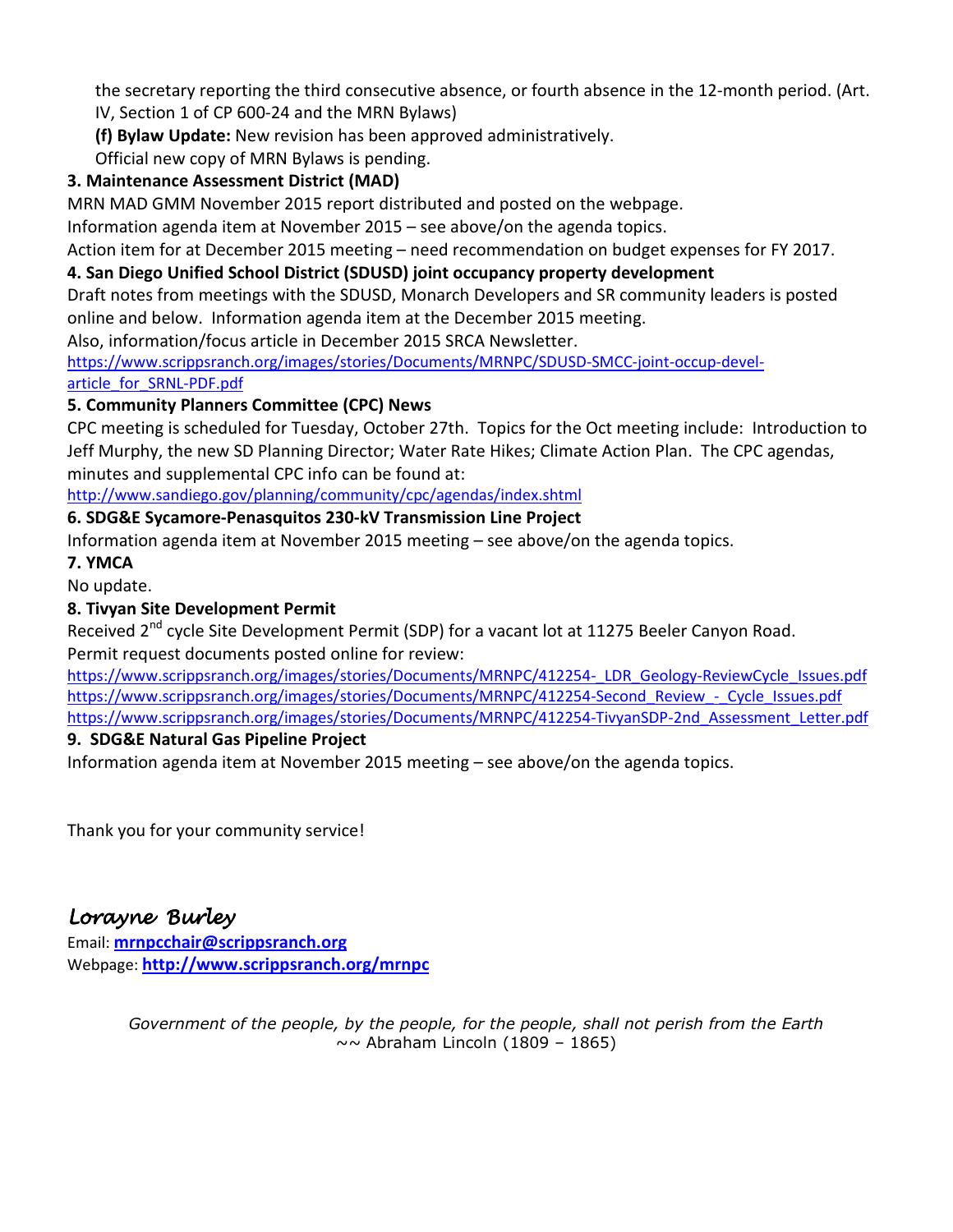the secretary reporting the third consecutive absence, or fourth absence in the 12-month period. (Art. IV, Section 1 of CP 600-24 and the MRN Bylaws)

**(f) Bylaw Update:** New revision has been approved administratively.
Official new copy of MRN Bylaws is pending.

**3. Maintenance Assessment District (MAD)**

MRN MAD GMM November 2015 report distributed and posted on the webpage.
Information agenda item at November 2015 – see above/on the agenda topics.
Action item for at December 2015 meeting – need recommendation on budget expenses for FY 2017.

**4. San Diego Unified School District (SDUSD) joint occupancy property development**

Draft notes from meetings with the SDUSD, Monarch Developers and SR community leaders is posted online and below. Information agenda item at the December 2015 meeting.
Also, information/focus article in December 2015 SRCA Newsletter.
https://www.scrippsranch.org/images/stories/Documents/MRNPC/SDUSD-SMCC-joint-occup-devel-article_for_SRNL-PDF.pdf

**5. Community Planners Committee (CPC) News**

CPC meeting is scheduled for Tuesday, October 27th. Topics for the Oct meeting include: Introduction to Jeff Murphy, the new SD Planning Director; Water Rate Hikes; Climate Action Plan. The CPC agendas, minutes and supplemental CPC info can be found at:
http://www.sandiego.gov/planning/community/cpc/agendas/index.shtml

**6. SDG&E Sycamore-Penasquitos 230-kV Transmission Line Project**

Information agenda item at November 2015 meeting – see above/on the agenda topics.

**7. YMCA**

No update.

**8. Tivyan Site Development Permit**

Received 2nd cycle Site Development Permit (SDP) for a vacant lot at 11275 Beeler Canyon Road.
Permit request documents posted online for review:
https://www.scrippsranch.org/images/stories/Documents/MRNPC/412254-_LDR_Geology-ReviewCycle_Issues.pdf
https://www.scrippsranch.org/images/stories/Documents/MRNPC/412254-Second_Review_-_Cycle_Issues.pdf
https://www.scrippsranch.org/images/stories/Documents/MRNPC/412254-TivyanSDP-2nd_Assessment_Letter.pdf

**9. SDG&E Natural Gas Pipeline Project**

Information agenda item at November 2015 meeting – see above/on the agenda topics.

Thank you for your community service!

*Lorayne Burley*
Email: **mrnpcchair@scrippsranch.org**
Webpage: **http://www.scrippsranch.org/mrnpc**

*Government of the people, by the people, for the people, shall not perish from the Earth*
~~ Abraham Lincoln (1809 – 1865)